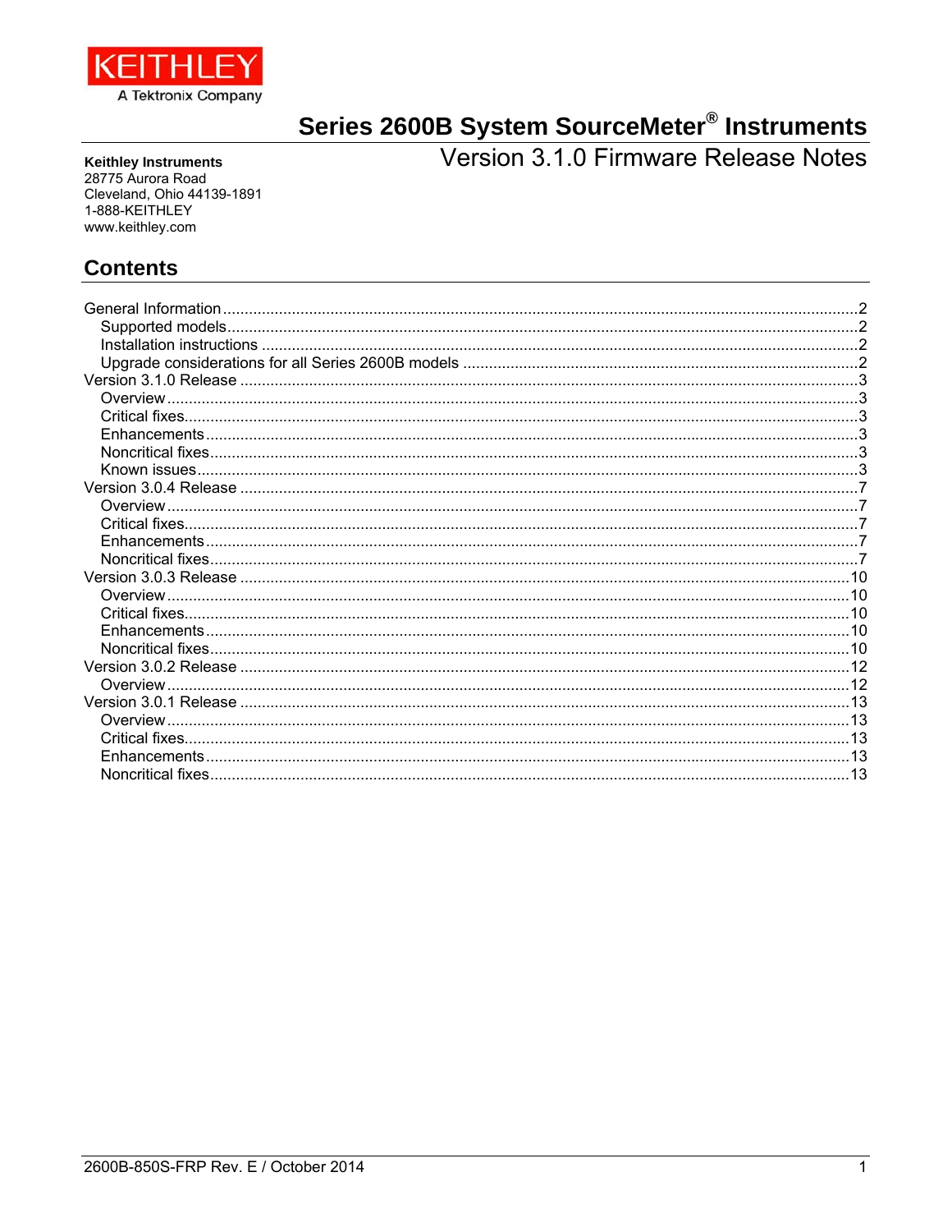KEITHLEY
A Tektronix Company

# Series 2600B System SourceMeter® Instruments

## Version 3.1.0 Firmware Release Notes

**Keithley Instruments**
28775 Aurora Road
Cleveland, Ohio 44139-1891
1-888-KEITHLEY
www.keithley.com

## Contents

- General Information ........ 2
  - Supported models ........ 2
  - Installation instructions ........ 2
  - Upgrade considerations for all Series 2600B models ........ 2
- Version 3.1.0 Release ........ 3
  - Overview ........ 3
  - Critical fixes ........ 3
  - Enhancements ........ 3
  - Noncritical fixes ........ 3
  - Known issues ........ 3
- Version 3.0.4 Release ........ 7
  - Overview ........ 7
  - Critical fixes ........ 7
  - Enhancements ........ 7
  - Noncritical fixes ........ 7
- Version 3.0.3 Release ........ 10
  - Overview ........ 10
  - Critical fixes ........ 10
  - Enhancements ........ 10
  - Noncritical fixes ........ 10
- Version 3.0.2 Release ........ 12
  - Overview ........ 12
- Version 3.0.1 Release ........ 13
  - Overview ........ 13
  - Critical fixes ........ 13
  - Enhancements ........ 13
  - Noncritical fixes ........ 13

2600B-850S-FRP Rev. E / October 2014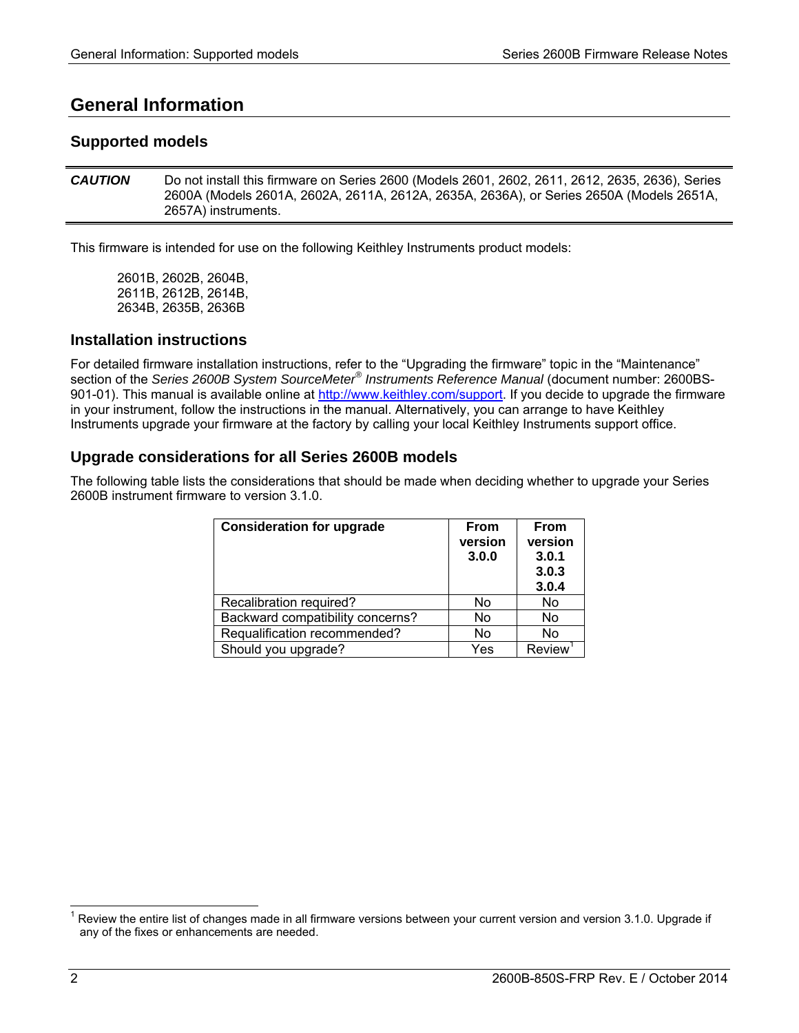# General Information

## Supported models

**CAUTION** Do not install this firmware on Series 2600 (Models 2601, 2602, 2611, 2612, 2635, 2636), Series 2600A (Models 2601A, 2602A, 2611A, 2612A, 2635A, 2636A), or Series 2650A (Models 2651A, 2657A) instruments.

This firmware is intended for use on the following Keithley Instruments product models:

2601B, 2602B, 2604B,
2611B, 2612B, 2614B,
2634B, 2635B, 2636B

## Installation instructions

For detailed firmware installation instructions, refer to the "Upgrading the firmware" topic in the "Maintenance" section of the *Series 2600B System SourceMeter® Instruments Reference Manual* (document number: 2600BS-901-01). This manual is available online at http://www.keithley.com/support. If you decide to upgrade the firmware in your instrument, follow the instructions in the manual. Alternatively, you can arrange to have Keithley Instruments upgrade your firmware at the factory by calling your local Keithley Instruments support office.

## Upgrade considerations for all Series 2600B models

The following table lists the considerations that should be made when deciding whether to upgrade your Series 2600B instrument firmware to version 3.1.0.

| Consideration for upgrade | From version 3.0.0 | From version 3.0.1 3.0.3 3.0.4 |
|---|---|---|
| Recalibration required? | No | No |
| Backward compatibility concerns? | No | No |
| Requalification recommended? | No | No |
| Should you upgrade? | Yes | Review[1] |

[1] Review the entire list of changes made in all firmware versions between your current version and version 3.1.0. Upgrade if any of the fixes or enhancements are needed.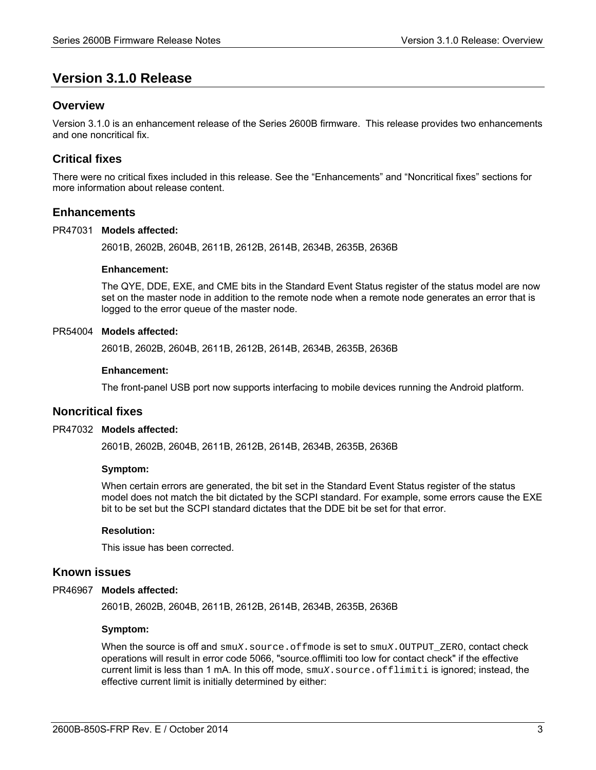# Version 3.1.0 Release

## Overview

Version 3.1.0 is an enhancement release of the Series 2600B firmware. This release provides two enhancements and one noncritical fix.

## Critical fixes

There were no critical fixes included in this release. See the “Enhancements” and “Noncritical fixes” sections for more information about release content.

## Enhancements

PR47031 **Models affected:**

2601B, 2602B, 2604B, 2611B, 2612B, 2614B, 2634B, 2635B, 2636B

**Enhancement:**

The QYE, DDE, EXE, and CME bits in the Standard Event Status register of the status model are now set on the master node in addition to the remote node when a remote node generates an error that is logged to the error queue of the master node.

PR54004 **Models affected:**

2601B, 2602B, 2604B, 2611B, 2612B, 2614B, 2634B, 2635B, 2636B

**Enhancement:**

The front-panel USB port now supports interfacing to mobile devices running the Android platform.

## Noncritical fixes

PR47032 **Models affected:**

2601B, 2602B, 2604B, 2611B, 2612B, 2614B, 2634B, 2635B, 2636B

**Symptom:**

When certain errors are generated, the bit set in the Standard Event Status register of the status model does not match the bit dictated by the SCPI standard. For example, some errors cause the EXE bit to be set but the SCPI standard dictates that the DDE bit be set for that error.

**Resolution:**

This issue has been corrected.

## Known issues

PR46967 **Models affected:**

2601B, 2602B, 2604B, 2611B, 2612B, 2614B, 2634B, 2635B, 2636B

**Symptom:**

When the source is off and `smuX.source.offmode` is set to `smuX.OUTPUT_ZERO`, contact check operations will result in error code 5066, "source.offlimiti too low for contact check" if the effective current limit is less than 1 mA. In this off mode, `smuX.source.offlimiti` is ignored; instead, the effective current limit is initially determined by either: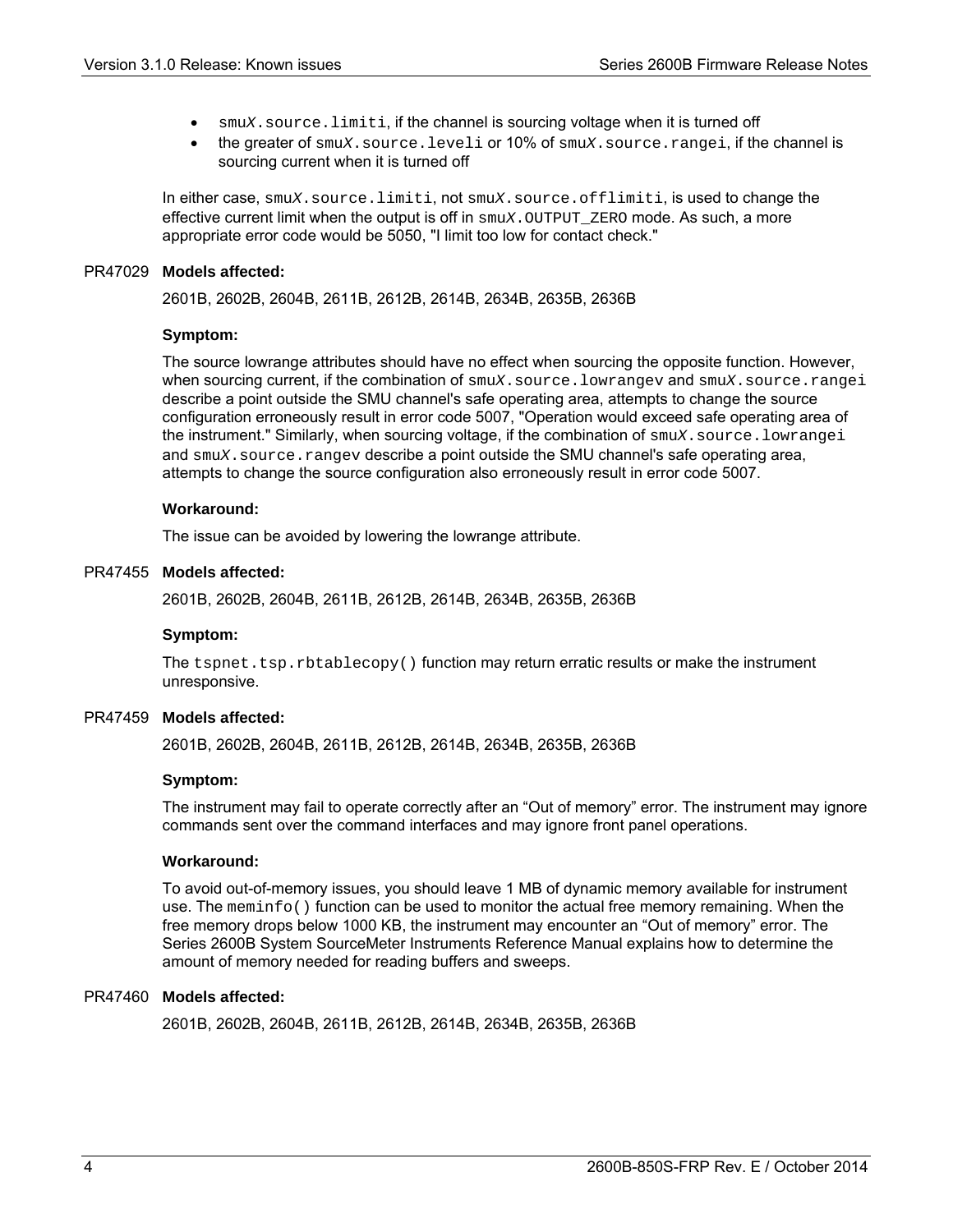- `smuX.source.limiti`, if the channel is sourcing voltage when it is turned off
- the greater of `smuX.source.leveli` or 10% of `smuX.source.rangei`, if the channel is sourcing current when it is turned off

In either case, `smuX.source.limiti`, not `smuX.source.offlimiti`, is used to change the effective current limit when the output is off in `smuX.OUTPUT_ZERO` mode. As such, a more appropriate error code would be 5050, "I limit too low for contact check."

PR47029 **Models affected:**

2601B, 2602B, 2604B, 2611B, 2612B, 2614B, 2634B, 2635B, 2636B

**Symptom:**

The source lowrange attributes should have no effect when sourcing the opposite function. However, when sourcing current, if the combination of `smuX.source.lowrangev` and `smuX.source.rangei` describe a point outside the SMU channel's safe operating area, attempts to change the source configuration erroneously result in error code 5007, "Operation would exceed safe operating area of the instrument." Similarly, when sourcing voltage, if the combination of `smuX.source.lowrangei` and `smuX.source.rangev` describe a point outside the SMU channel's safe operating area, attempts to change the source configuration also erroneously result in error code 5007.

**Workaround:**

The issue can be avoided by lowering the lowrange attribute.

PR47455 **Models affected:**

2601B, 2602B, 2604B, 2611B, 2612B, 2614B, 2634B, 2635B, 2636B

**Symptom:**

The `tspnet.tsp.rbtablecopy()` function may return erratic results or make the instrument unresponsive.

PR47459 **Models affected:**

2601B, 2602B, 2604B, 2611B, 2612B, 2614B, 2634B, 2635B, 2636B

**Symptom:**

The instrument may fail to operate correctly after an "Out of memory" error. The instrument may ignore commands sent over the command interfaces and may ignore front panel operations.

**Workaround:**

To avoid out-of-memory issues, you should leave 1 MB of dynamic memory available for instrument use. The `meminfo()` function can be used to monitor the actual free memory remaining. When the free memory drops below 1000 KB, the instrument may encounter an "Out of memory" error. The Series 2600B System SourceMeter Instruments Reference Manual explains how to determine the amount of memory needed for reading buffers and sweeps.

PR47460 **Models affected:**

2601B, 2602B, 2604B, 2611B, 2612B, 2614B, 2634B, 2635B, 2636B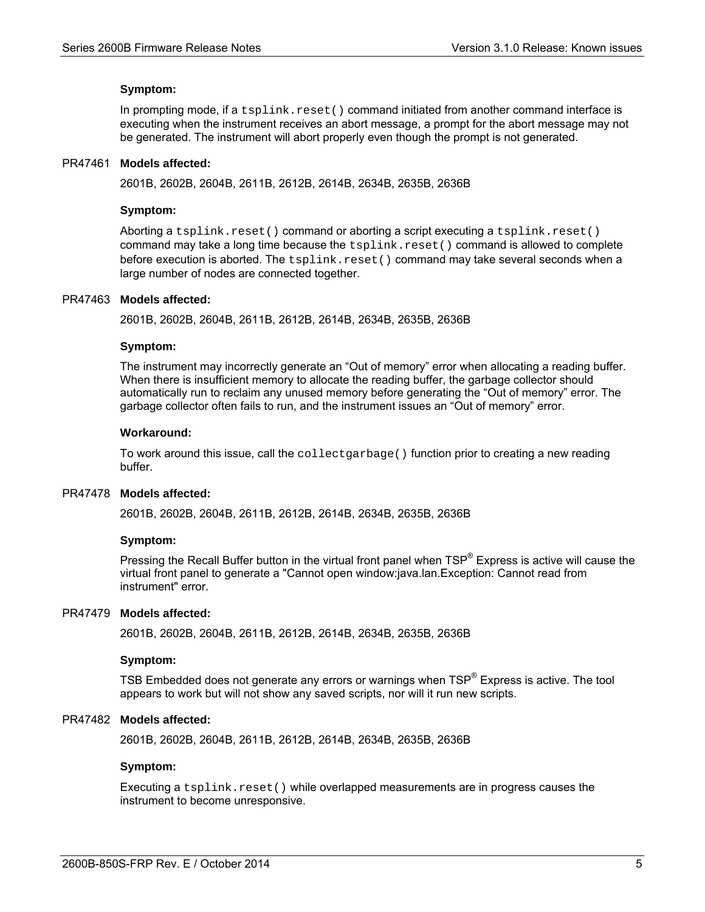**Symptom:**

In prompting mode, if a `tsplink.reset()` command initiated from another command interface is executing when the instrument receives an abort message, a prompt for the abort message may not be generated. The instrument will abort properly even though the prompt is not generated.

PR47461 **Models affected:**

2601B, 2602B, 2604B, 2611B, 2612B, 2614B, 2634B, 2635B, 2636B

**Symptom:**

Aborting a `tsplink.reset()` command or aborting a script executing a `tsplink.reset()` command may take a long time because the `tsplink.reset()` command is allowed to complete before execution is aborted. The `tsplink.reset()` command may take several seconds when a large number of nodes are connected together.

PR47463 **Models affected:**

2601B, 2602B, 2604B, 2611B, 2612B, 2614B, 2634B, 2635B, 2636B

**Symptom:**

The instrument may incorrectly generate an "Out of memory" error when allocating a reading buffer. When there is insufficient memory to allocate the reading buffer, the garbage collector should automatically run to reclaim any unused memory before generating the "Out of memory" error. The garbage collector often fails to run, and the instrument issues an "Out of memory" error.

**Workaround:**

To work around this issue, call the `collectgarbage()` function prior to creating a new reading buffer.

PR47478 **Models affected:**

2601B, 2602B, 2604B, 2611B, 2612B, 2614B, 2634B, 2635B, 2636B

**Symptom:**

Pressing the Recall Buffer button in the virtual front panel when TSP® Express is active will cause the virtual front panel to generate a "Cannot open window:java.lan.Exception: Cannot read from instrument" error.

PR47479 **Models affected:**

2601B, 2602B, 2604B, 2611B, 2612B, 2614B, 2634B, 2635B, 2636B

**Symptom:**

TSB Embedded does not generate any errors or warnings when TSP® Express is active. The tool appears to work but will not show any saved scripts, nor will it run new scripts.

PR47482 **Models affected:**

2601B, 2602B, 2604B, 2611B, 2612B, 2614B, 2634B, 2635B, 2636B

**Symptom:**

Executing a `tsplink.reset()` while overlapped measurements are in progress causes the instrument to become unresponsive.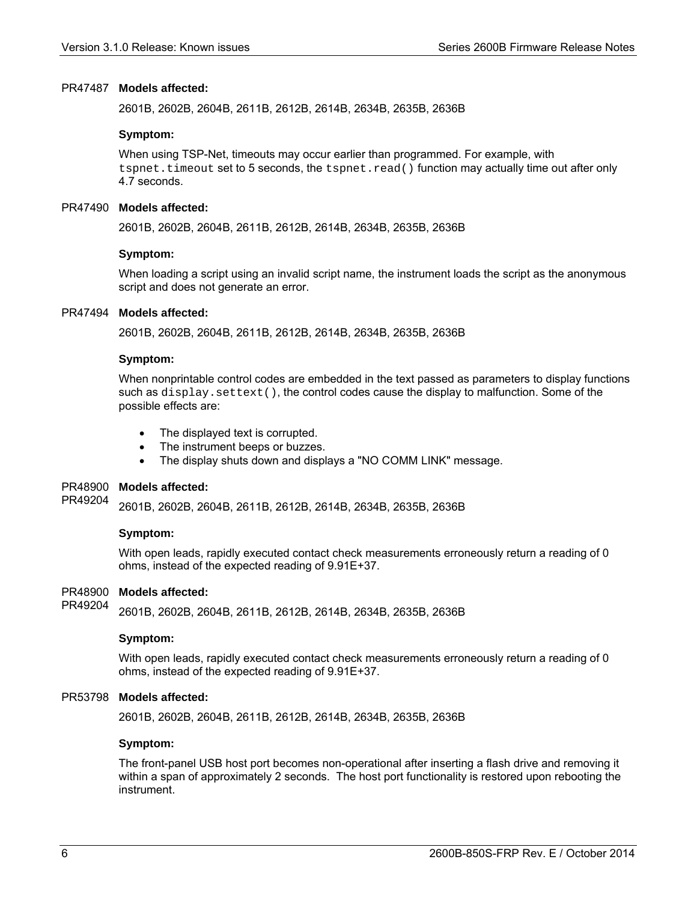PR47487 **Models affected:**

2601B, 2602B, 2604B, 2611B, 2612B, 2614B, 2634B, 2635B, 2636B

**Symptom:**

When using TSP-Net, timeouts may occur earlier than programmed. For example, with `tspnet.timeout` set to 5 seconds, the `tspnet.read()` function may actually time out after only 4.7 seconds.

PR47490 **Models affected:**

2601B, 2602B, 2604B, 2611B, 2612B, 2614B, 2634B, 2635B, 2636B

**Symptom:**

When loading a script using an invalid script name, the instrument loads the script as the anonymous script and does not generate an error.

PR47494 **Models affected:**

2601B, 2602B, 2604B, 2611B, 2612B, 2614B, 2634B, 2635B, 2636B

**Symptom:**

When nonprintable control codes are embedded in the text passed as parameters to display functions such as `display.settext()`, the control codes cause the display to malfunction. Some of the possible effects are:

- The displayed text is corrupted.
- The instrument beeps or buzzes.
- The display shuts down and displays a "NO COMM LINK" message.

PR48900
PR49204 **Models affected:**

2601B, 2602B, 2604B, 2611B, 2612B, 2614B, 2634B, 2635B, 2636B

**Symptom:**

With open leads, rapidly executed contact check measurements erroneously return a reading of 0 ohms, instead of the expected reading of 9.91E+37.

PR48900
PR49204 **Models affected:**

2601B, 2602B, 2604B, 2611B, 2612B, 2614B, 2634B, 2635B, 2636B

**Symptom:**

With open leads, rapidly executed contact check measurements erroneously return a reading of 0 ohms, instead of the expected reading of 9.91E+37.

PR53798 **Models affected:**

2601B, 2602B, 2604B, 2611B, 2612B, 2614B, 2634B, 2635B, 2636B

**Symptom:**

The front-panel USB host port becomes non-operational after inserting a flash drive and removing it within a span of approximately 2 seconds. The host port functionality is restored upon rebooting the instrument.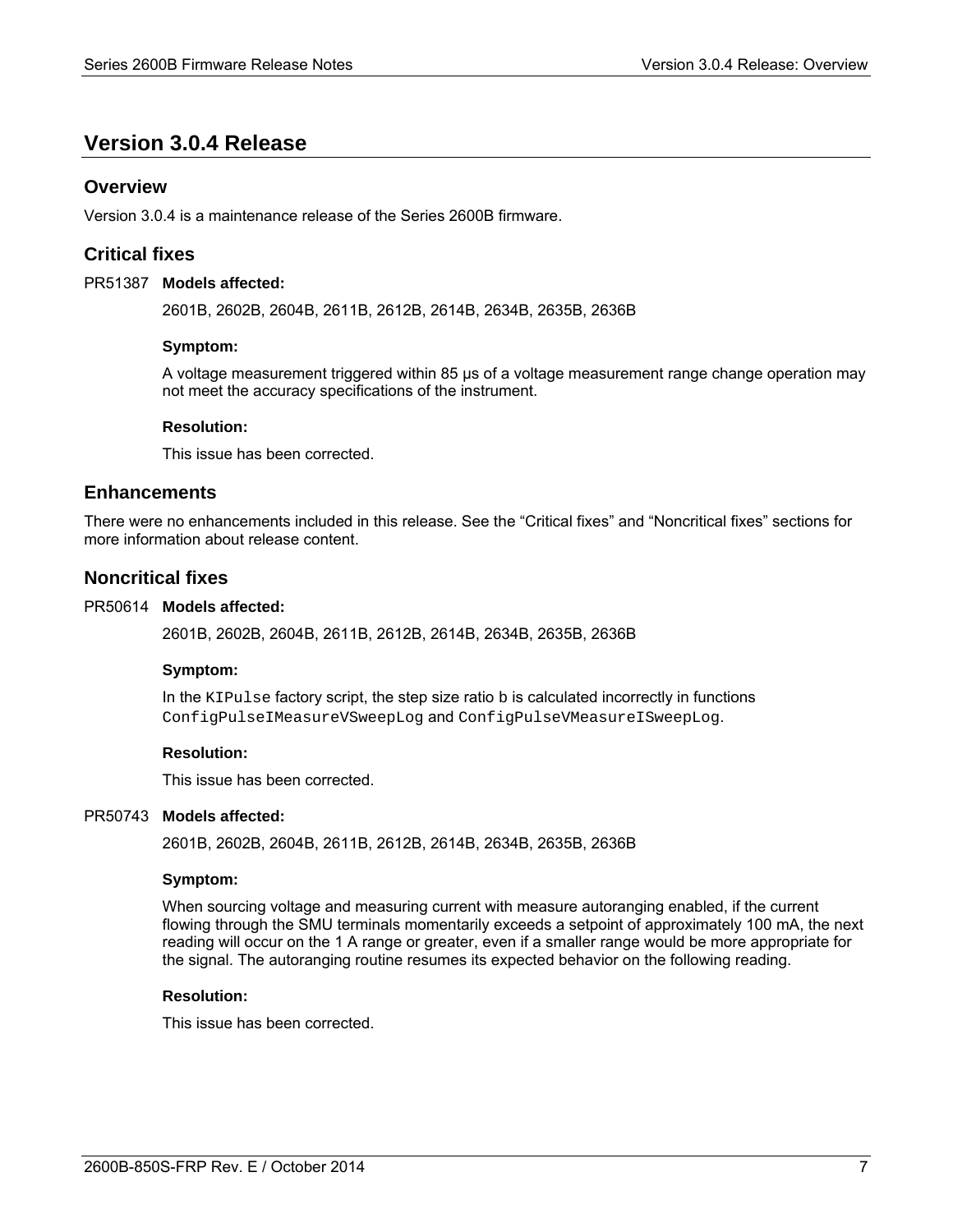# Version 3.0.4 Release

## Overview

Version 3.0.4 is a maintenance release of the Series 2600B firmware.

## Critical fixes

PR51387 **Models affected:**

2601B, 2602B, 2604B, 2611B, 2612B, 2614B, 2634B, 2635B, 2636B

**Symptom:**

A voltage measurement triggered within 85 µs of a voltage measurement range change operation may not meet the accuracy specifications of the instrument.

**Resolution:**

This issue has been corrected.

## Enhancements

There were no enhancements included in this release. See the "Critical fixes" and "Noncritical fixes" sections for more information about release content.

## Noncritical fixes

PR50614 **Models affected:**

2601B, 2602B, 2604B, 2611B, 2612B, 2614B, 2634B, 2635B, 2636B

**Symptom:**

In the `KIPulse` factory script, the step size ratio b is calculated incorrectly in functions `ConfigPulseIMeasureVSweepLog` and `ConfigPulseVMeasureISweepLog`.

**Resolution:**

This issue has been corrected.

PR50743 **Models affected:**

2601B, 2602B, 2604B, 2611B, 2612B, 2614B, 2634B, 2635B, 2636B

**Symptom:**

When sourcing voltage and measuring current with measure autoranging enabled, if the current flowing through the SMU terminals momentarily exceeds a setpoint of approximately 100 mA, the next reading will occur on the 1 A range or greater, even if a smaller range would be more appropriate for the signal. The autoranging routine resumes its expected behavior on the following reading.

**Resolution:**

This issue has been corrected.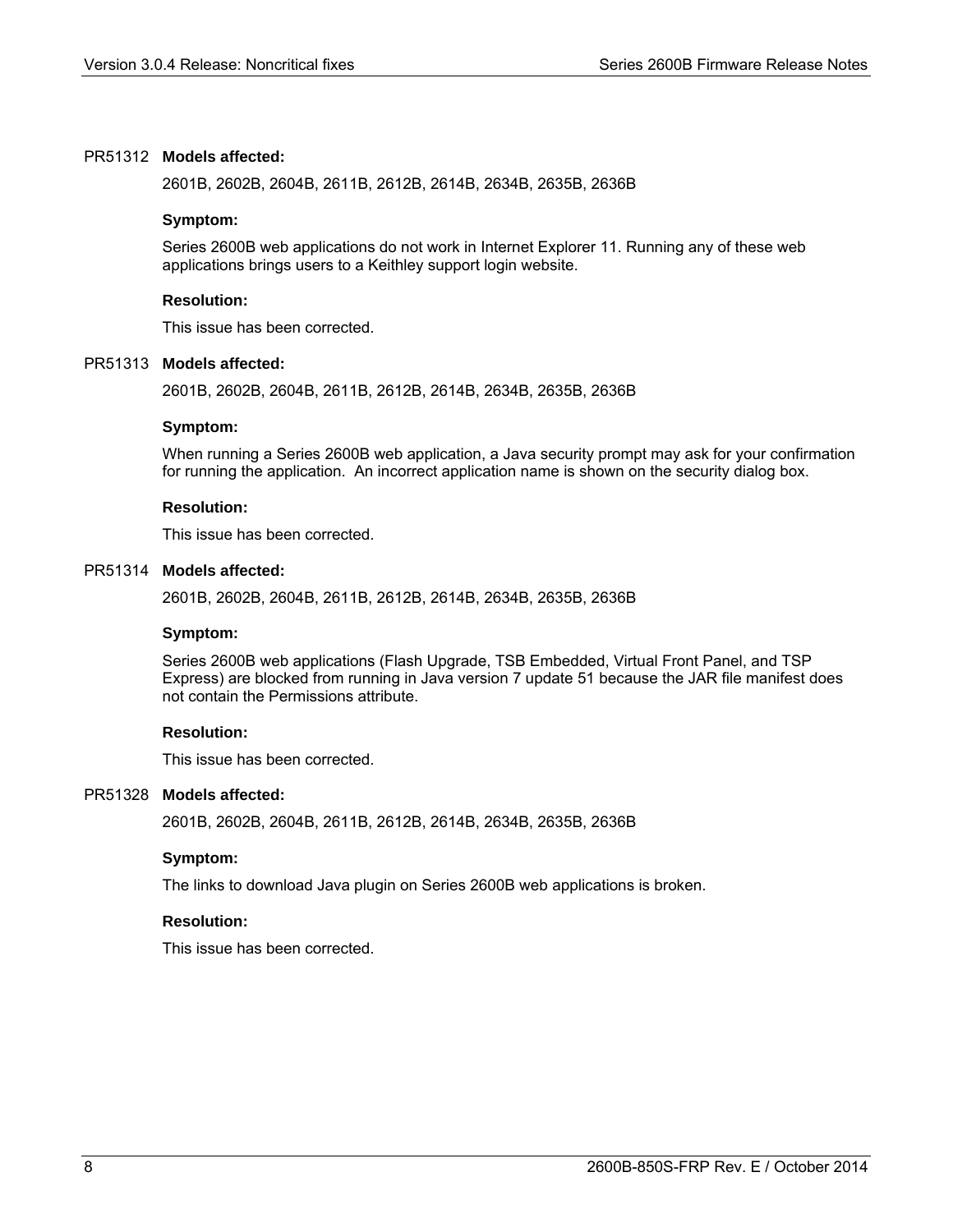PR51312 **Models affected:**

2601B, 2602B, 2604B, 2611B, 2612B, 2614B, 2634B, 2635B, 2636B

**Symptom:**

Series 2600B web applications do not work in Internet Explorer 11. Running any of these web applications brings users to a Keithley support login website.

**Resolution:**

This issue has been corrected.

PR51313 **Models affected:**

2601B, 2602B, 2604B, 2611B, 2612B, 2614B, 2634B, 2635B, 2636B

**Symptom:**

When running a Series 2600B web application, a Java security prompt may ask for your confirmation for running the application. An incorrect application name is shown on the security dialog box.

**Resolution:**

This issue has been corrected.

PR51314 **Models affected:**

2601B, 2602B, 2604B, 2611B, 2612B, 2614B, 2634B, 2635B, 2636B

**Symptom:**

Series 2600B web applications (Flash Upgrade, TSB Embedded, Virtual Front Panel, and TSP Express) are blocked from running in Java version 7 update 51 because the JAR file manifest does not contain the Permissions attribute.

**Resolution:**

This issue has been corrected.

PR51328 **Models affected:**

2601B, 2602B, 2604B, 2611B, 2612B, 2614B, 2634B, 2635B, 2636B

**Symptom:**

The links to download Java plugin on Series 2600B web applications is broken.

**Resolution:**

This issue has been corrected.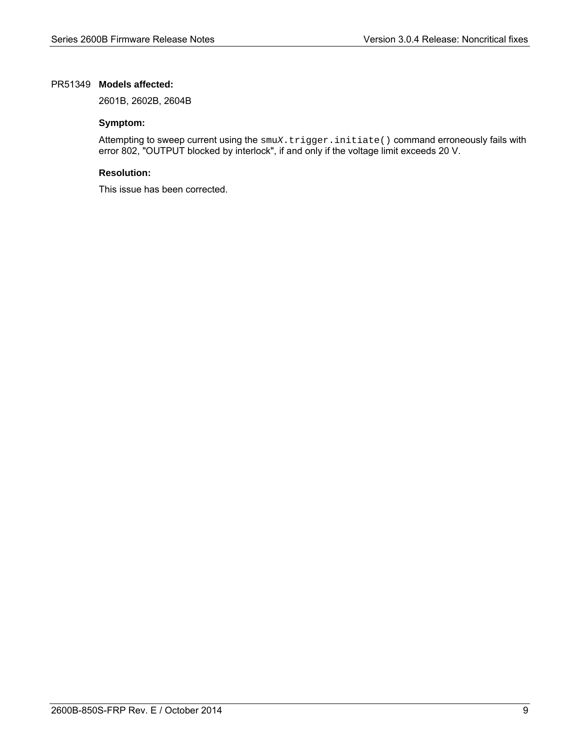PR51349 **Models affected:**

2601B, 2602B, 2604B

**Symptom:**

Attempting to sweep current using the `smuX.trigger.initiate()` command erroneously fails with error 802, "OUTPUT blocked by interlock", if and only if the voltage limit exceeds 20 V.

**Resolution:**

This issue has been corrected.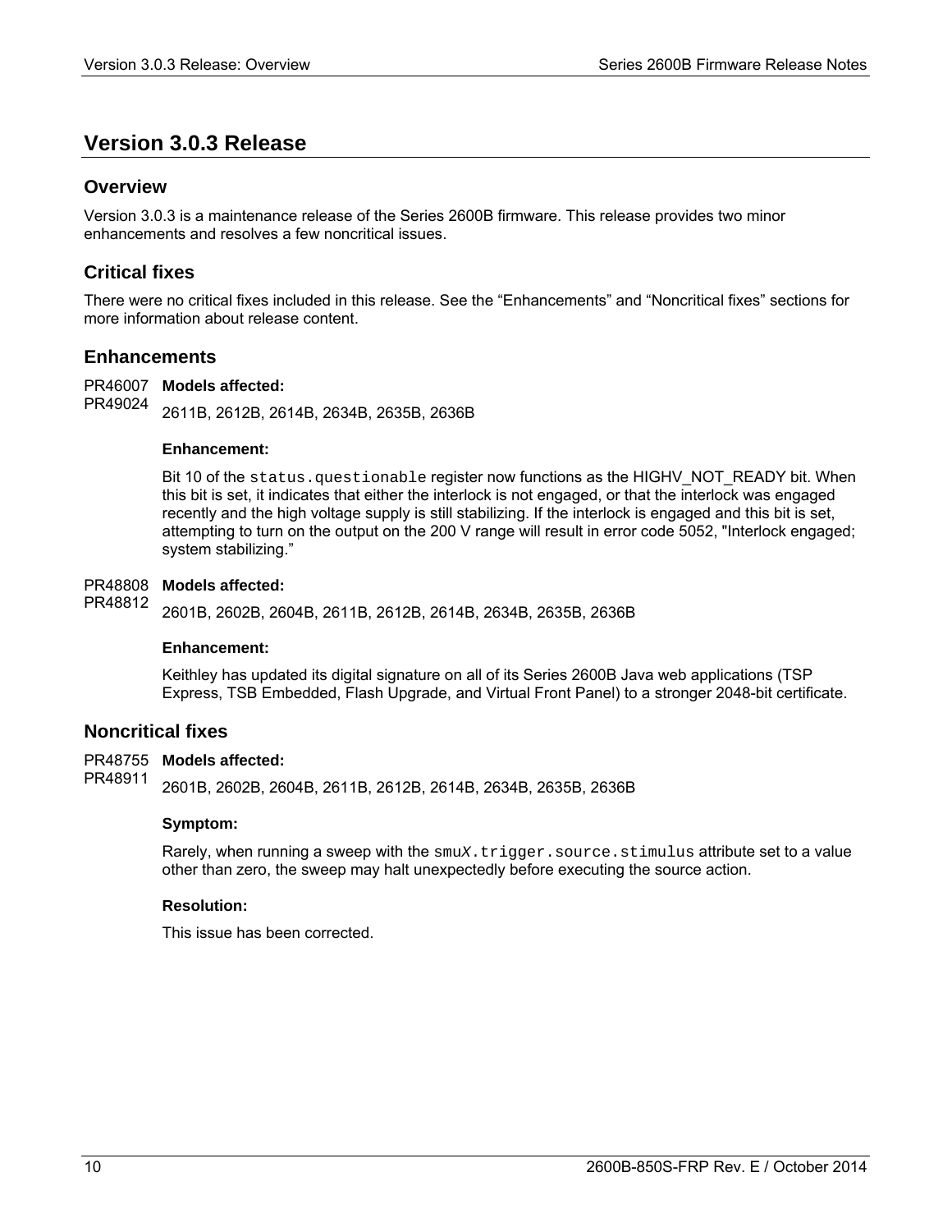# Version 3.0.3 Release

## Overview

Version 3.0.3 is a maintenance release of the Series 2600B firmware. This release provides two minor enhancements and resolves a few noncritical issues.

## Critical fixes

There were no critical fixes included in this release. See the “Enhancements” and “Noncritical fixes” sections for more information about release content.

## Enhancements

PR46007
PR49024

**Models affected:**

2611B, 2612B, 2614B, 2634B, 2635B, 2636B

**Enhancement:**

Bit 10 of the `status.questionable` register now functions as the HIGHV_NOT_READY bit. When this bit is set, it indicates that either the interlock is not engaged, or that the interlock was engaged recently and the high voltage supply is still stabilizing. If the interlock is engaged and this bit is set, attempting to turn on the output on the 200 V range will result in error code 5052, "Interlock engaged; system stabilizing."

PR48808
PR48812

**Models affected:**

2601B, 2602B, 2604B, 2611B, 2612B, 2614B, 2634B, 2635B, 2636B

**Enhancement:**

Keithley has updated its digital signature on all of its Series 2600B Java web applications (TSP Express, TSB Embedded, Flash Upgrade, and Virtual Front Panel) to a stronger 2048-bit certificate.

## Noncritical fixes

PR48755
PR48911

**Models affected:**

2601B, 2602B, 2604B, 2611B, 2612B, 2614B, 2634B, 2635B, 2636B

**Symptom:**

Rarely, when running a sweep with the `smuX.trigger.source.stimulus` attribute set to a value other than zero, the sweep may halt unexpectedly before executing the source action.

**Resolution:**

This issue has been corrected.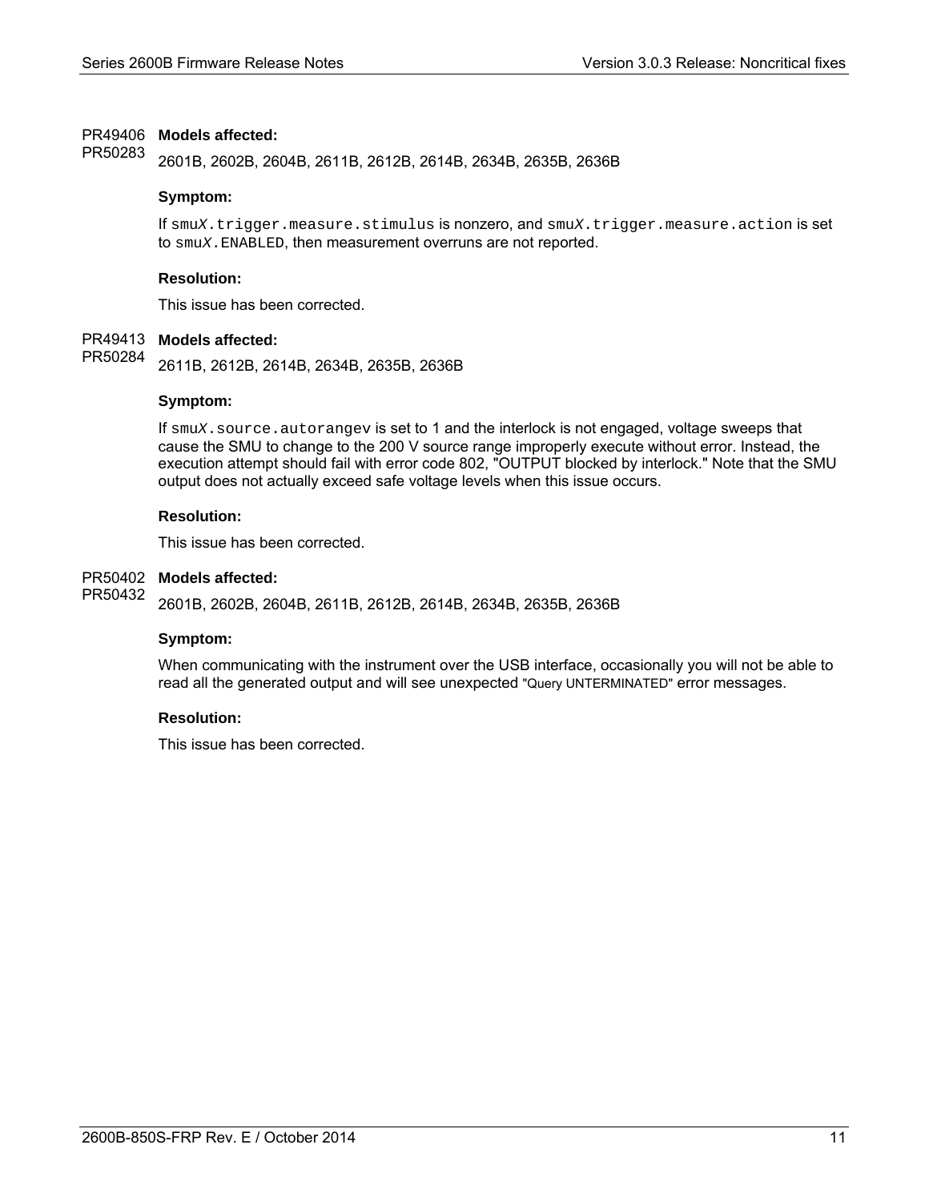PR49406
PR50283

**Models affected:**

2601B, 2602B, 2604B, 2611B, 2612B, 2614B, 2634B, 2635B, 2636B

**Symptom:**

If `smuX.trigger.measure.stimulus` is nonzero, and `smuX.trigger.measure.action` is set to `smuX.ENABLED`, then measurement overruns are not reported.

**Resolution:**

This issue has been corrected.

PR49413
PR50284

**Models affected:**

2611B, 2612B, 2614B, 2634B, 2635B, 2636B

**Symptom:**

If `smuX.source.autorangev` is set to 1 and the interlock is not engaged, voltage sweeps that cause the SMU to change to the 200 V source range improperly execute without error. Instead, the execution attempt should fail with error code 802, "OUTPUT blocked by interlock." Note that the SMU output does not actually exceed safe voltage levels when this issue occurs.

**Resolution:**

This issue has been corrected.

PR50402
PR50432

**Models affected:**

2601B, 2602B, 2604B, 2611B, 2612B, 2614B, 2634B, 2635B, 2636B

**Symptom:**

When communicating with the instrument over the USB interface, occasionally you will not be able to read all the generated output and will see unexpected "Query UNTERMINATED" error messages.

**Resolution:**

This issue has been corrected.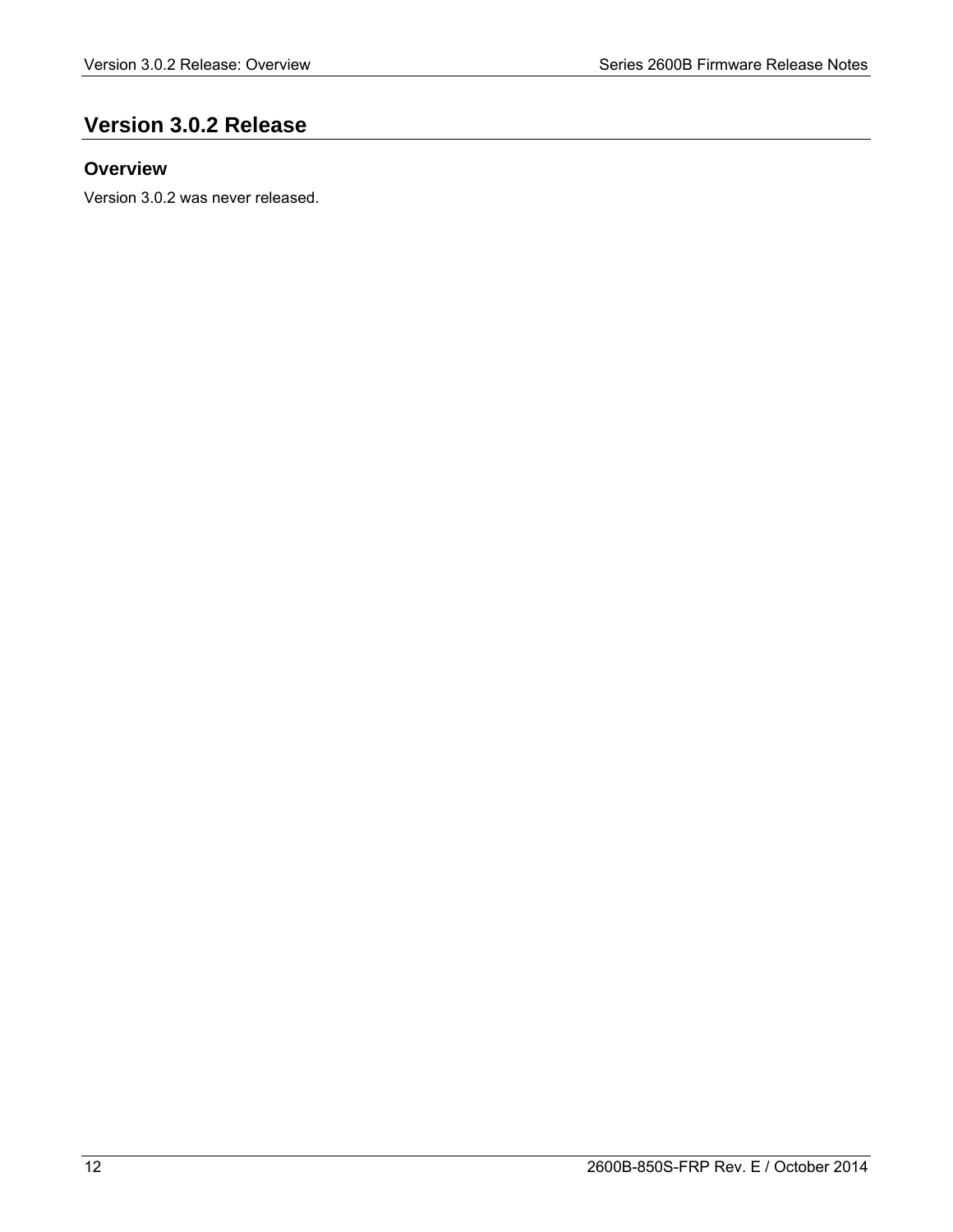# Version 3.0.2 Release

## Overview

Version 3.0.2 was never released.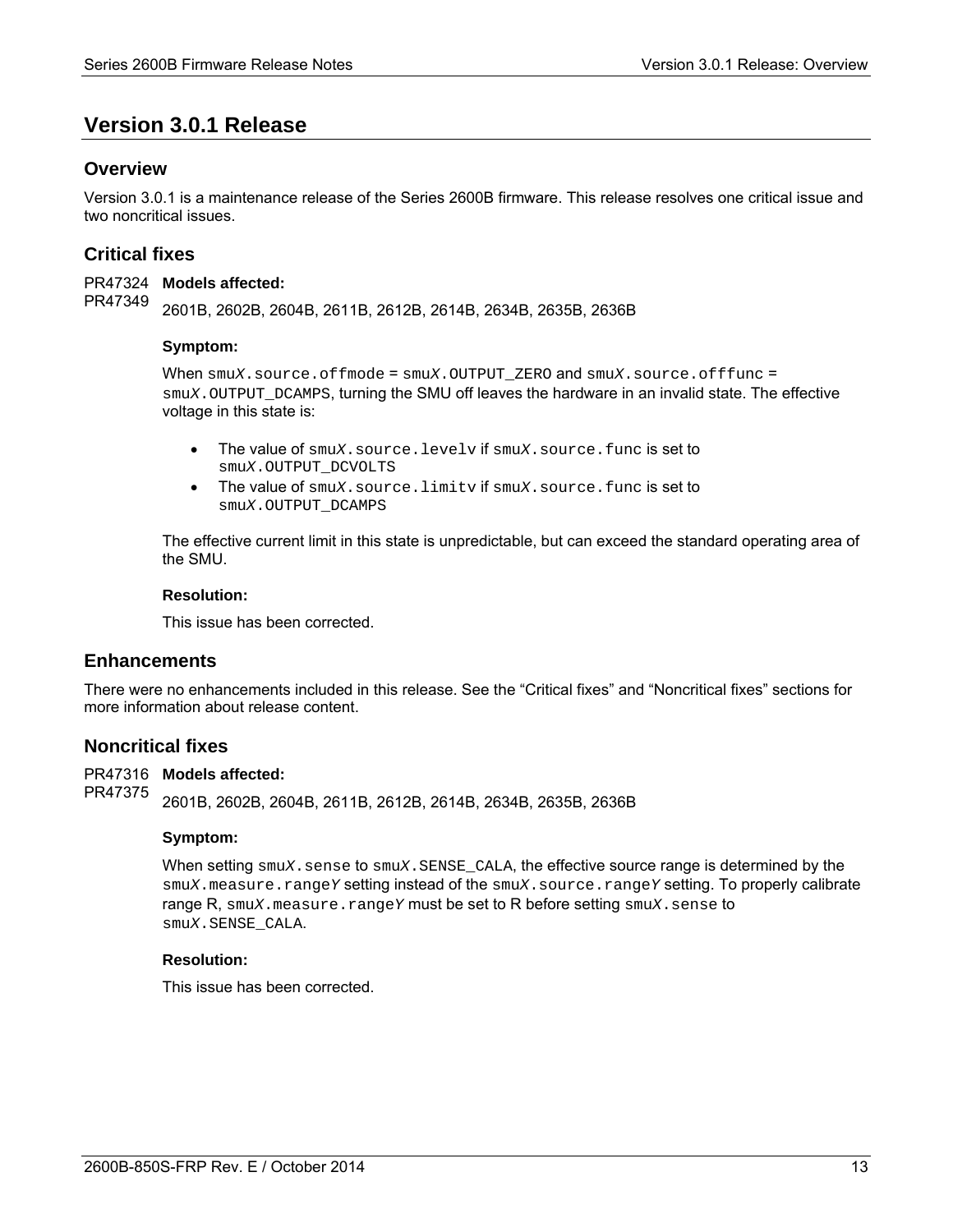# Version 3.0.1 Release

## Overview

Version 3.0.1 is a maintenance release of the Series 2600B firmware. This release resolves one critical issue and two noncritical issues.

## Critical fixes

PR47324
PR47349

**Models affected:**

2601B, 2602B, 2604B, 2611B, 2612B, 2614B, 2634B, 2635B, 2636B

**Symptom:**

When `smuX.source.offmode` = `smuX.OUTPUT_ZERO` and `smuX.source.offfunc` = `smuX.OUTPUT_DCAMPS`, turning the SMU off leaves the hardware in an invalid state. The effective voltage in this state is:

- The value of `smuX.source.levelv` if `smuX.source.func` is set to `smuX.OUTPUT_DCVOLTS`
- The value of `smuX.source.limitv` if `smuX.source.func` is set to `smuX.OUTPUT_DCAMPS`

The effective current limit in this state is unpredictable, but can exceed the standard operating area of the SMU.

**Resolution:**

This issue has been corrected.

## Enhancements

There were no enhancements included in this release. See the "Critical fixes" and "Noncritical fixes" sections for more information about release content.

## Noncritical fixes

PR47316
PR47375

**Models affected:**

2601B, 2602B, 2604B, 2611B, 2612B, 2614B, 2634B, 2635B, 2636B

**Symptom:**

When setting `smuX.sense` to `smuX.SENSE_CALA`, the effective source range is determined by the `smuX.measure.rangeY` setting instead of the `smuX.source.rangeY` setting. To properly calibrate range R, `smuX.measure.rangeY` must be set to R before setting `smuX.sense` to `smuX.SENSE_CALA`.

**Resolution:**

This issue has been corrected.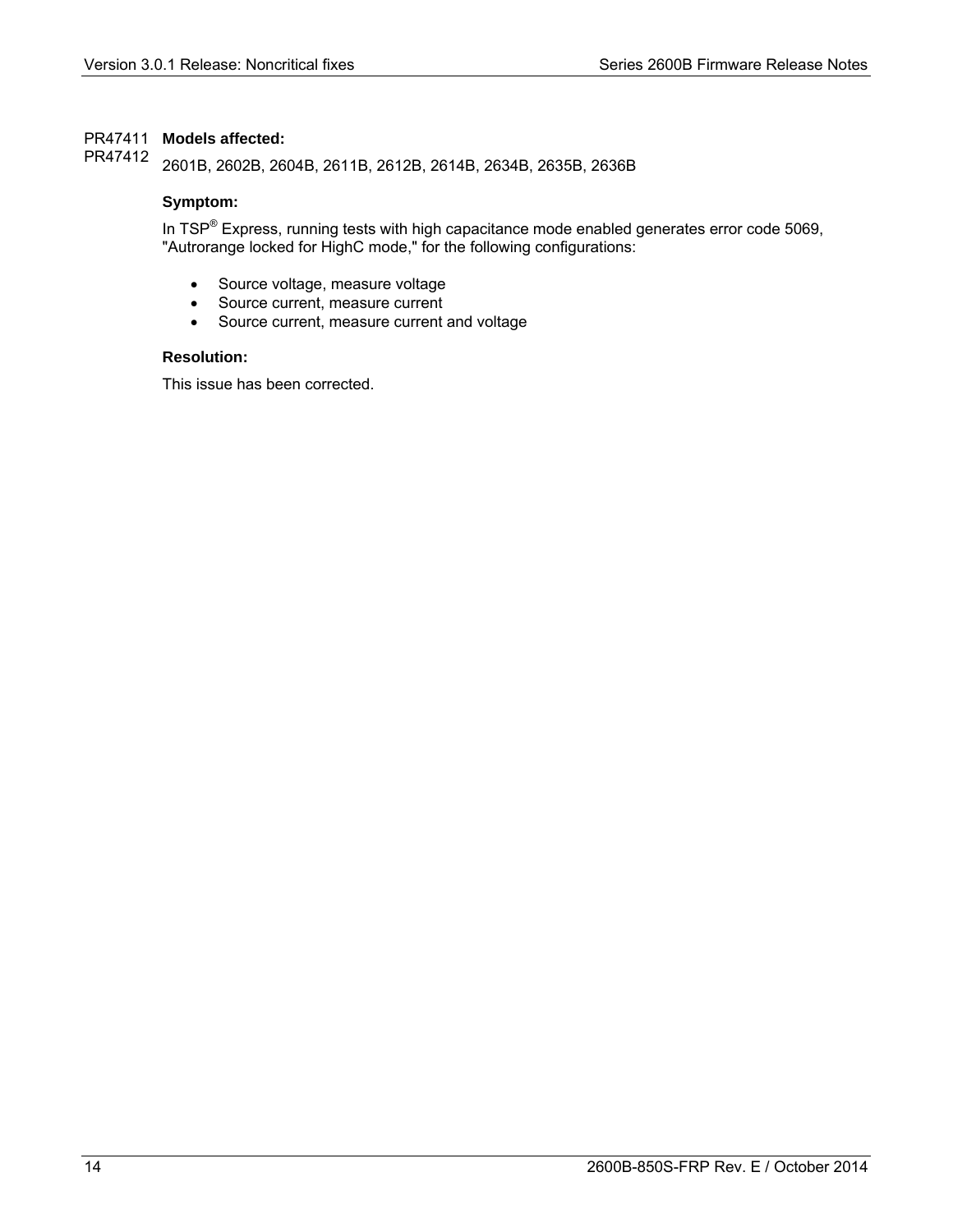PR47411
PR47412

**Models affected:**

2601B, 2602B, 2604B, 2611B, 2612B, 2614B, 2634B, 2635B, 2636B

**Symptom:**

In TSP® Express, running tests with high capacitance mode enabled generates error code 5069, "Autrorange locked for HighC mode," for the following configurations:

- Source voltage, measure voltage
- Source current, measure current
- Source current, measure current and voltage

**Resolution:**

This issue has been corrected.